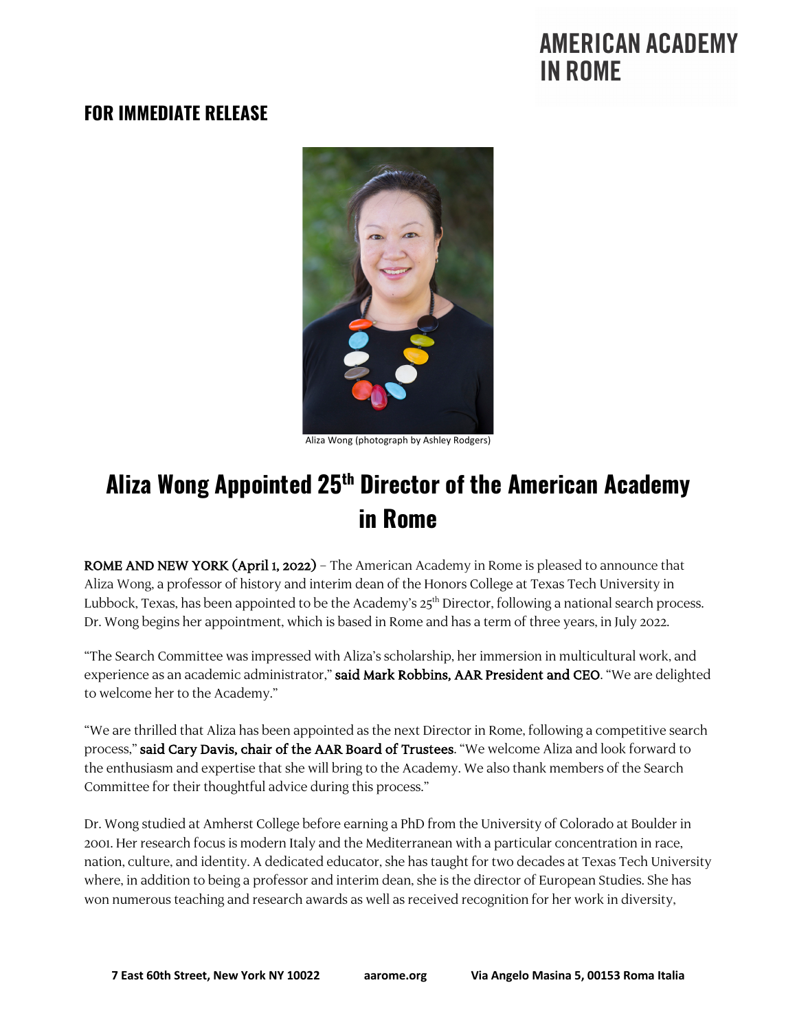# AMERICAN ACADEMY IN ROME

## FOR IMMEDIATE RELEASE

Aliza Wong (photograph by Ashley Rodgers)

# Aliza Wong Appointed 25th Director of the American Academy in Rome

**ROME AND NEW YORK (April 1, 2022)** – The American Academy in Rome is pleased to announce that Aliza Wong, a professor of history and interim dean of the Honors College at Texas Tech University in Lubbock, Texas, has been appointed to be the Academy's 25th Director, following a national search process. Dr. Wong begins her appointment, which is based in Rome and has a term of three years, in July 2022.

"The Search Committee was impressed with Aliza's scholarship, her immersion in multicultural work, and experience as an academic administrator," **said Mark Robbins, AAR President and CEO**. "We are delighted to welcome her to the Academy."

"We are thrilled that Aliza has been appointed as the next Director in Rome, following a competitive search process," **said Cary Davis, chair of the AAR Board of Trustees**. "We welcome Aliza and look forward to the enthusiasm and expertise that she will bring to the Academy. We also thank members of the Search Committee for their thoughtful advice during this process."

Dr. Wong studied at Amherst College before earning a PhD from the University of Colorado at Boulder in 2001. Her research focus is modern Italy and the Mediterranean with a particular concentration in race, nation, culture, and identity. A dedicated educator, she has taught for two decades at Texas Tech University where, in addition to being a professor and interim dean, she is the director of European Studies. She has won numerous teaching and research awards as well as received recognition for her work in diversity,

**7 East 60th Street, New York NY 10022** **aarome.org** **Via Angelo Masina 5, 00153 Roma Italia**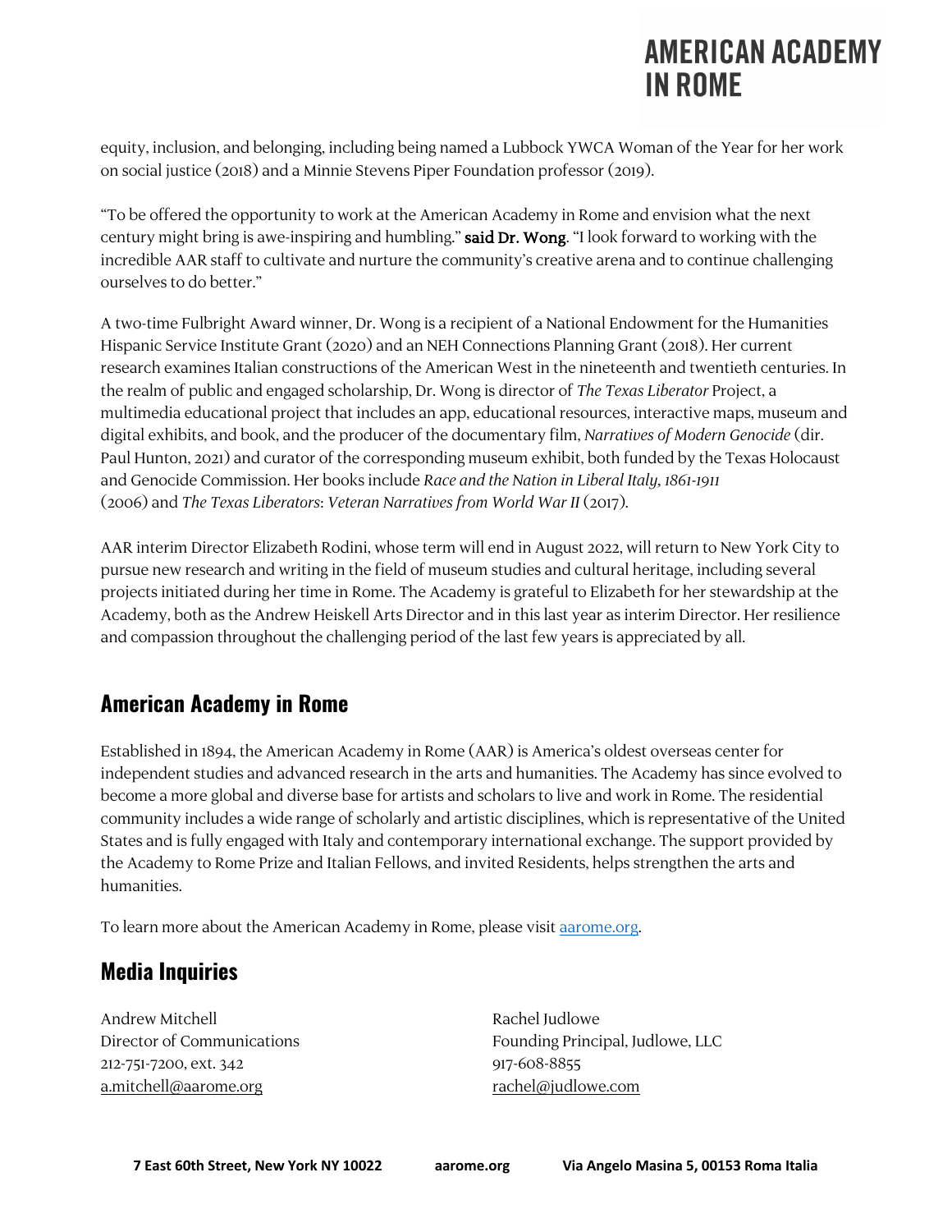equity, inclusion, and belonging, including being named a Lubbock YWCA Woman of the Year for her work on social justice (2018) and a Minnie Stevens Piper Foundation professor (2019).

"To be offered the opportunity to work at the American Academy in Rome and envision what the next century might bring is awe-inspiring and humbling." **said Dr. Wong**. "I look forward to working with the incredible AAR staff to cultivate and nurture the community's creative arena and to continue challenging ourselves to do better."

A two-time Fulbright Award winner, Dr. Wong is a recipient of a National Endowment for the Humanities Hispanic Service Institute Grant (2020) and an NEH Connections Planning Grant (2018). Her current research examines Italian constructions of the American West in the nineteenth and twentieth centuries. In the realm of public and engaged scholarship, Dr. Wong is director of *The Texas Liberator* Project, a multimedia educational project that includes an app, educational resources, interactive maps, museum and digital exhibits, and book, and the producer of the documentary film, *Narratives of Modern Genocide* (dir. Paul Hunton, 2021) and curator of the corresponding museum exhibit, both funded by the Texas Holocaust and Genocide Commission. Her books include *Race and the Nation in Liberal Italy, 1861-1911* (2006) and *The Texas Liberators*: *Veteran Narratives from World War II* (2017).

AAR interim Director Elizabeth Rodini, whose term will end in August 2022, will return to New York City to pursue new research and writing in the field of museum studies and cultural heritage, including several projects initiated during her time in Rome. The Academy is grateful to Elizabeth for her stewardship at the Academy, both as the Andrew Heiskell Arts Director and in this last year as interim Director. Her resilience and compassion throughout the challenging period of the last few years is appreciated by all.

## American Academy in Rome

Established in 1894, the American Academy in Rome (AAR) is America's oldest overseas center for independent studies and advanced research in the arts and humanities. The Academy has since evolved to become a more global and diverse base for artists and scholars to live and work in Rome. The residential community includes a wide range of scholarly and artistic disciplines, which is representative of the United States and is fully engaged with Italy and contemporary international exchange. The support provided by the Academy to Rome Prize and Italian Fellows, and invited Residents, helps strengthen the arts and humanities.

To learn more about the American Academy in Rome, please visit aarome.org.

## Media Inquiries

Andrew Mitchell
Director of Communications
212-751-7200, ext. 342
a.mitchell@aarome.org

Rachel Judlowe
Founding Principal, Judlowe, LLC
917-608-8855
rachel@judlowe.com